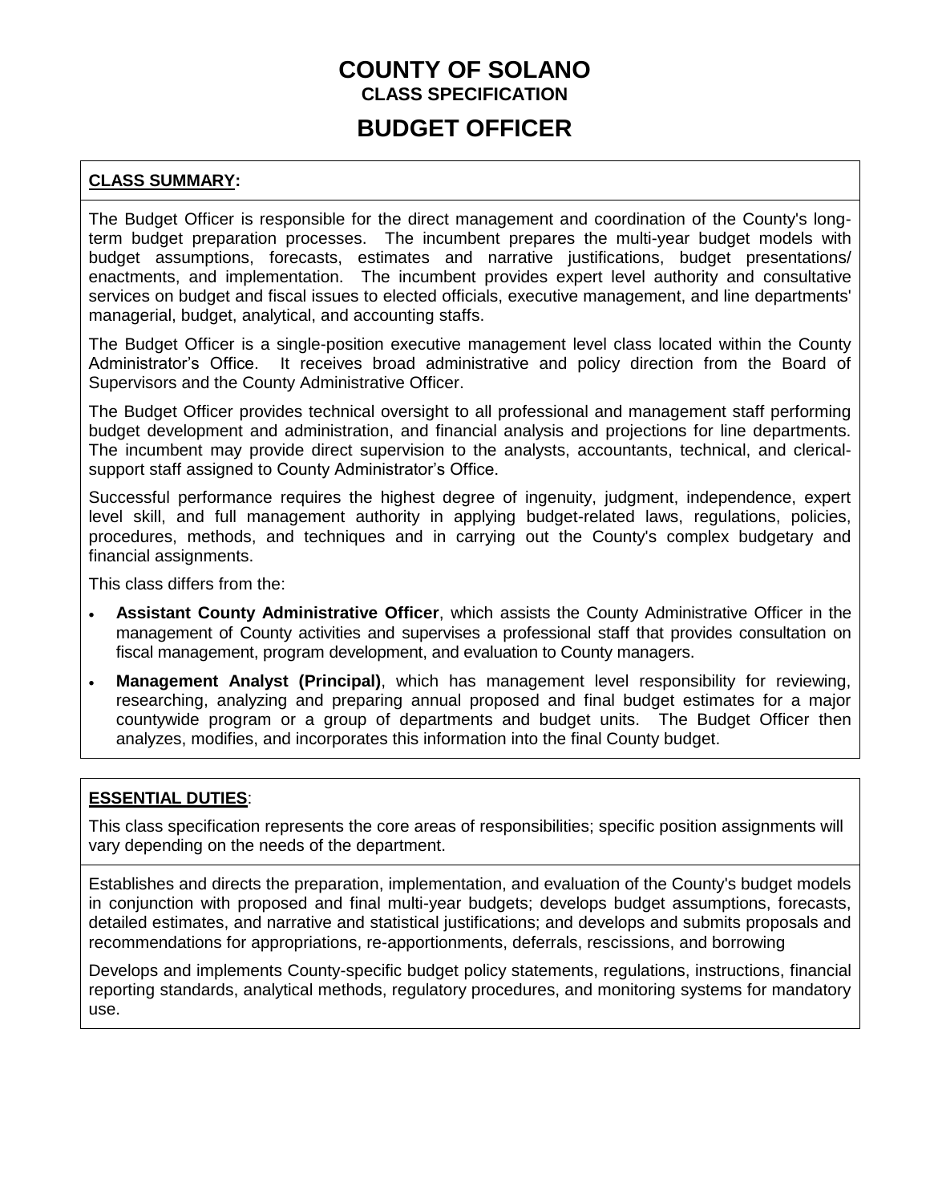# COUNTY OF SOLANO

## CLASS SPECIFICATION

# BUDGET OFFICER

**CLASS SUMMARY:**

The Budget Officer is responsible for the direct management and coordination of the County's long-term budget preparation processes. The incumbent prepares the multi-year budget models with budget assumptions, forecasts, estimates and narrative justifications, budget presentations/ enactments, and implementation. The incumbent provides expert level authority and consultative services on budget and fiscal issues to elected officials, executive management, and line departments' managerial, budget, analytical, and accounting staffs.

The Budget Officer is a single-position executive management level class located within the County Administrator's Office. It receives broad administrative and policy direction from the Board of Supervisors and the County Administrative Officer.

The Budget Officer provides technical oversight to all professional and management staff performing budget development and administration, and financial analysis and projections for line departments. The incumbent may provide direct supervision to the analysts, accountants, technical, and clerical-support staff assigned to County Administrator's Office.

Successful performance requires the highest degree of ingenuity, judgment, independence, expert level skill, and full management authority in applying budget-related laws, regulations, policies, procedures, methods, and techniques and in carrying out the County's complex budgetary and financial assignments.

This class differs from the:

- **Assistant County Administrative Officer**, which assists the County Administrative Officer in the management of County activities and supervises a professional staff that provides consultation on fiscal management, program development, and evaluation to County managers.
- **Management Analyst (Principal)**, which has management level responsibility for reviewing, researching, analyzing and preparing annual proposed and final budget estimates for a major countywide program or a group of departments and budget units. The Budget Officer then analyzes, modifies, and incorporates this information into the final County budget.

**ESSENTIAL DUTIES**:

This class specification represents the core areas of responsibilities; specific position assignments will vary depending on the needs of the department.

Establishes and directs the preparation, implementation, and evaluation of the County's budget models in conjunction with proposed and final multi-year budgets; develops budget assumptions, forecasts, detailed estimates, and narrative and statistical justifications; and develops and submits proposals and recommendations for appropriations, re-apportionments, deferrals, rescissions, and borrowing

Develops and implements County-specific budget policy statements, regulations, instructions, financial reporting standards, analytical methods, regulatory procedures, and monitoring systems for mandatory use.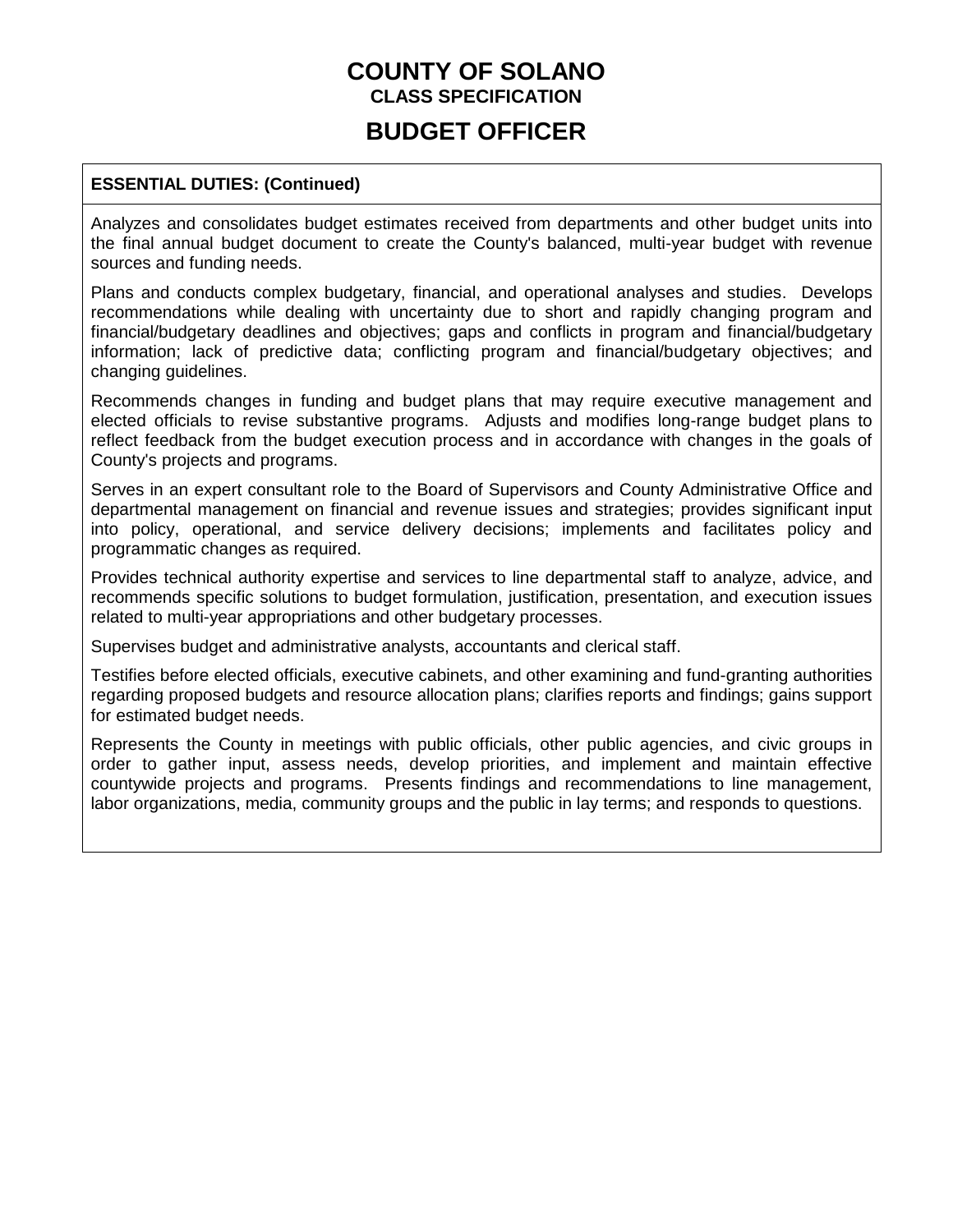**ESSENTIAL DUTIES: (Continued)**

Analyzes and consolidates budget estimates received from departments and other budget units into the final annual budget document to create the County's balanced, multi-year budget with revenue sources and funding needs.

Plans and conducts complex budgetary, financial, and operational analyses and studies. Develops recommendations while dealing with uncertainty due to short and rapidly changing program and financial/budgetary deadlines and objectives; gaps and conflicts in program and financial/budgetary information; lack of predictive data; conflicting program and financial/budgetary objectives; and changing guidelines.

Recommends changes in funding and budget plans that may require executive management and elected officials to revise substantive programs. Adjusts and modifies long-range budget plans to reflect feedback from the budget execution process and in accordance with changes in the goals of County's projects and programs.

Serves in an expert consultant role to the Board of Supervisors and County Administrative Office and departmental management on financial and revenue issues and strategies; provides significant input into policy, operational, and service delivery decisions; implements and facilitates policy and programmatic changes as required.

Provides technical authority expertise and services to line departmental staff to analyze, advice, and recommends specific solutions to budget formulation, justification, presentation, and execution issues related to multi-year appropriations and other budgetary processes.

Supervises budget and administrative analysts, accountants and clerical staff.

Testifies before elected officials, executive cabinets, and other examining and fund-granting authorities regarding proposed budgets and resource allocation plans; clarifies reports and findings; gains support for estimated budget needs.

Represents the County in meetings with public officials, other public agencies, and civic groups in order to gather input, assess needs, develop priorities, and implement and maintain effective countywide projects and programs. Presents findings and recommendations to line management, labor organizations, media, community groups and the public in lay terms; and responds to questions.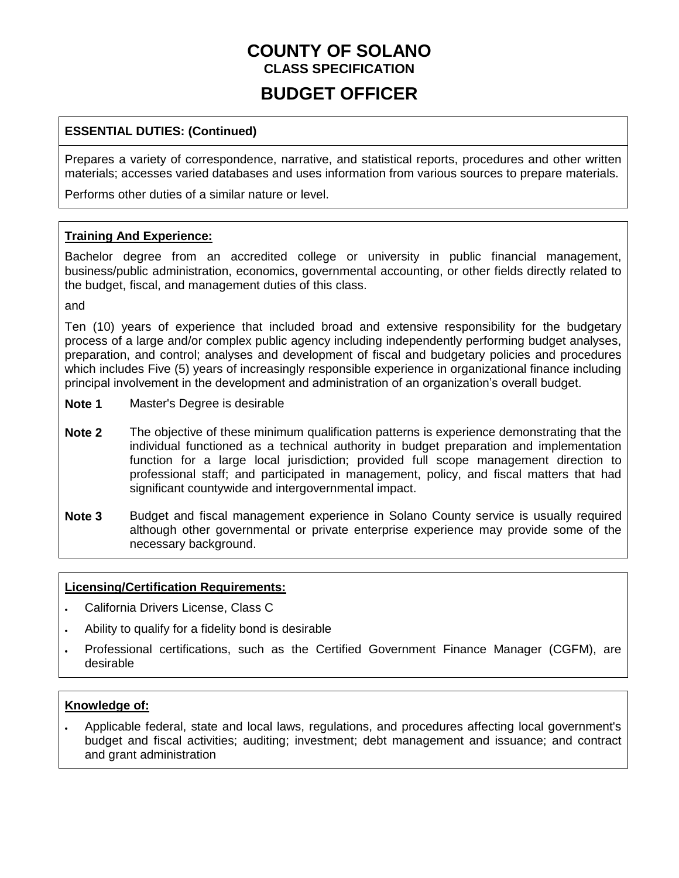# COUNTY OF SOLANO

**CLASS SPECIFICATION**

# BUDGET OFFICER

**ESSENTIAL DUTIES: (Continued)**

Prepares a variety of correspondence, narrative, and statistical reports, procedures and other written materials; accesses varied databases and uses information from various sources to prepare materials.

Performs other duties of a similar nature or level.

**Training And Experience:**

Bachelor degree from an accredited college or university in public financial management, business/public administration, economics, governmental accounting, or other fields directly related to the budget, fiscal, and management duties of this class.

and

Ten (10) years of experience that included broad and extensive responsibility for the budgetary process of a large and/or complex public agency including independently performing budget analyses, preparation, and control; analyses and development of fiscal and budgetary policies and procedures which includes Five (5) years of increasingly responsible experience in organizational finance including principal involvement in the development and administration of an organization's overall budget.

**Note 1** Master's Degree is desirable

**Note 2** The objective of these minimum qualification patterns is experience demonstrating that the individual functioned as a technical authority in budget preparation and implementation function for a large local jurisdiction; provided full scope management direction to professional staff; and participated in management, policy, and fiscal matters that had significant countywide and intergovernmental impact.

**Note 3** Budget and fiscal management experience in Solano County service is usually required although other governmental or private enterprise experience may provide some of the necessary background.

**Licensing/Certification Requirements:**

- California Drivers License, Class C
- Ability to qualify for a fidelity bond is desirable
- Professional certifications, such as the Certified Government Finance Manager (CGFM), are desirable

**Knowledge of:**

- Applicable federal, state and local laws, regulations, and procedures affecting local government's budget and fiscal activities; auditing; investment; debt management and issuance; and contract and grant administration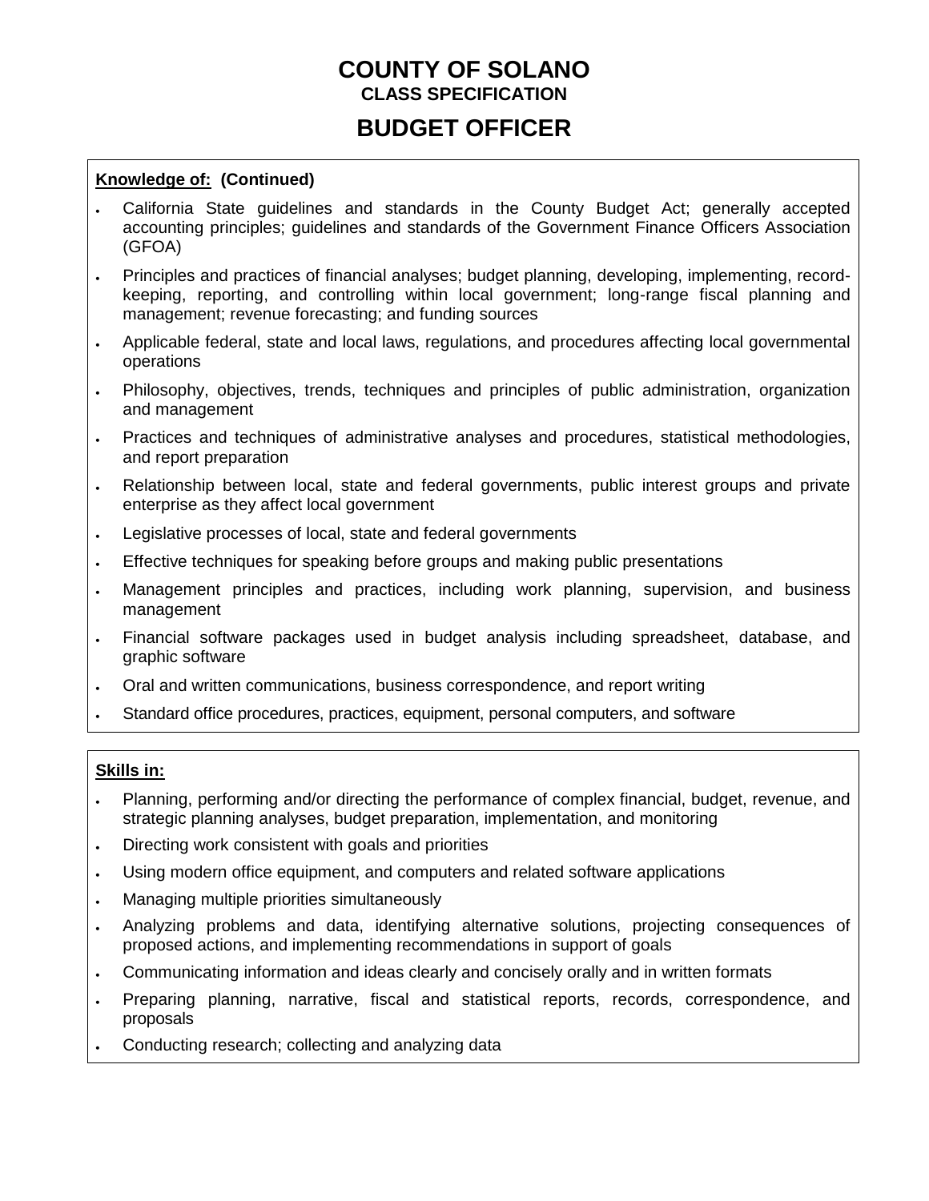# COUNTY OF SOLANO
## CLASS SPECIFICATION
# BUDGET OFFICER

**Knowledge of: (Continued)**

- California State guidelines and standards in the County Budget Act; generally accepted accounting principles; guidelines and standards of the Government Finance Officers Association (GFOA)
- Principles and practices of financial analyses; budget planning, developing, implementing, record-keeping, reporting, and controlling within local government; long-range fiscal planning and management; revenue forecasting; and funding sources
- Applicable federal, state and local laws, regulations, and procedures affecting local governmental operations
- Philosophy, objectives, trends, techniques and principles of public administration, organization and management
- Practices and techniques of administrative analyses and procedures, statistical methodologies, and report preparation
- Relationship between local, state and federal governments, public interest groups and private enterprise as they affect local government
- Legislative processes of local, state and federal governments
- Effective techniques for speaking before groups and making public presentations
- Management principles and practices, including work planning, supervision, and business management
- Financial software packages used in budget analysis including spreadsheet, database, and graphic software
- Oral and written communications, business correspondence, and report writing
- Standard office procedures, practices, equipment, personal computers, and software

**Skills in:**

- Planning, performing and/or directing the performance of complex financial, budget, revenue, and strategic planning analyses, budget preparation, implementation, and monitoring
- Directing work consistent with goals and priorities
- Using modern office equipment, and computers and related software applications
- Managing multiple priorities simultaneously
- Analyzing problems and data, identifying alternative solutions, projecting consequences of proposed actions, and implementing recommendations in support of goals
- Communicating information and ideas clearly and concisely orally and in written formats
- Preparing planning, narrative, fiscal and statistical reports, records, correspondence, and proposals
- Conducting research; collecting and analyzing data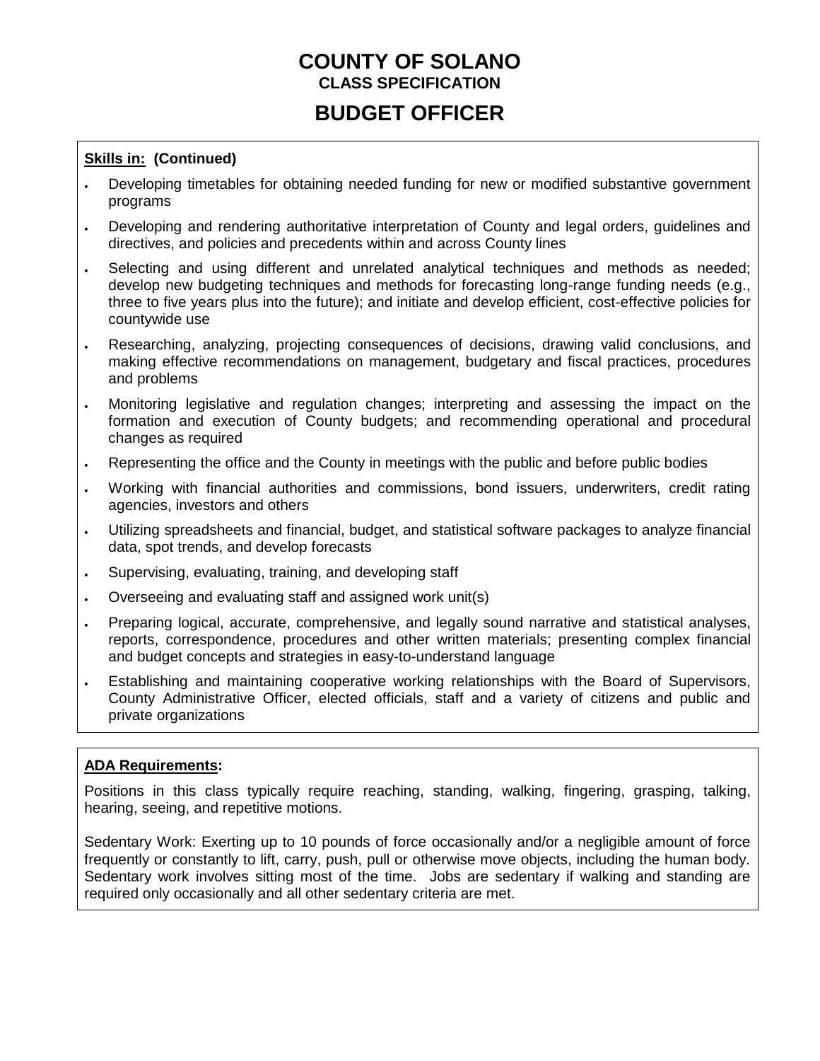# COUNTY OF SOLANO
**CLASS SPECIFICATION**

## BUDGET OFFICER

**Skills in: (Continued)**

- Developing timetables for obtaining needed funding for new or modified substantive government programs
- Developing and rendering authoritative interpretation of County and legal orders, guidelines and directives, and policies and precedents within and across County lines
- Selecting and using different and unrelated analytical techniques and methods as needed; develop new budgeting techniques and methods for forecasting long-range funding needs (e.g., three to five years plus into the future); and initiate and develop efficient, cost-effective policies for countywide use
- Researching, analyzing, projecting consequences of decisions, drawing valid conclusions, and making effective recommendations on management, budgetary and fiscal practices, procedures and problems
- Monitoring legislative and regulation changes; interpreting and assessing the impact on the formation and execution of County budgets; and recommending operational and procedural changes as required
- Representing the office and the County in meetings with the public and before public bodies
- Working with financial authorities and commissions, bond issuers, underwriters, credit rating agencies, investors and others
- Utilizing spreadsheets and financial, budget, and statistical software packages to analyze financial data, spot trends, and develop forecasts
- Supervising, evaluating, training, and developing staff
- Overseeing and evaluating staff and assigned work unit(s)
- Preparing logical, accurate, comprehensive, and legally sound narrative and statistical analyses, reports, correspondence, procedures and other written materials; presenting complex financial and budget concepts and strategies in easy-to-understand language
- Establishing and maintaining cooperative working relationships with the Board of Supervisors, County Administrative Officer, elected officials, staff and a variety of citizens and public and private organizations

**ADA Requirements:**

Positions in this class typically require reaching, standing, walking, fingering, grasping, talking, hearing, seeing, and repetitive motions.

Sedentary Work: Exerting up to 10 pounds of force occasionally and/or a negligible amount of force frequently or constantly to lift, carry, push, pull or otherwise move objects, including the human body. Sedentary work involves sitting most of the time. Jobs are sedentary if walking and standing are required only occasionally and all other sedentary criteria are met.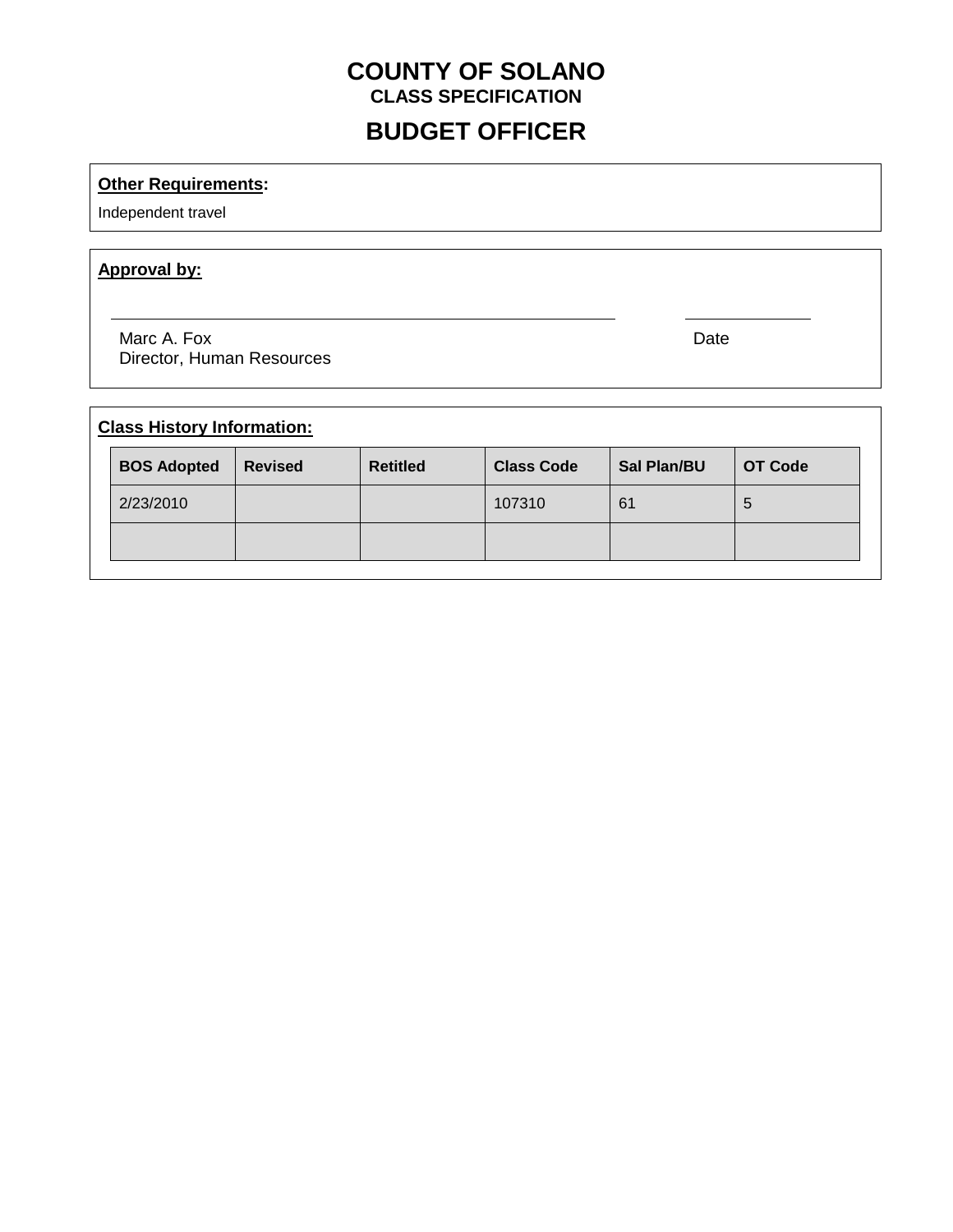# COUNTY OF SOLANO
### CLASS SPECIFICATION
## BUDGET OFFICER

**Other Requirements:**

Independent travel

**Approval by:**

Marc A. Fox
Director, Human Resources

Date

**Class History Information:**

| BOS Adopted | Revised | Retitled | Class Code | Sal Plan/BU | OT Code |
|---|---|---|---|---|---|
| 2/23/2010 | | | 107310 | 61 | 5 |
| | | | | | |